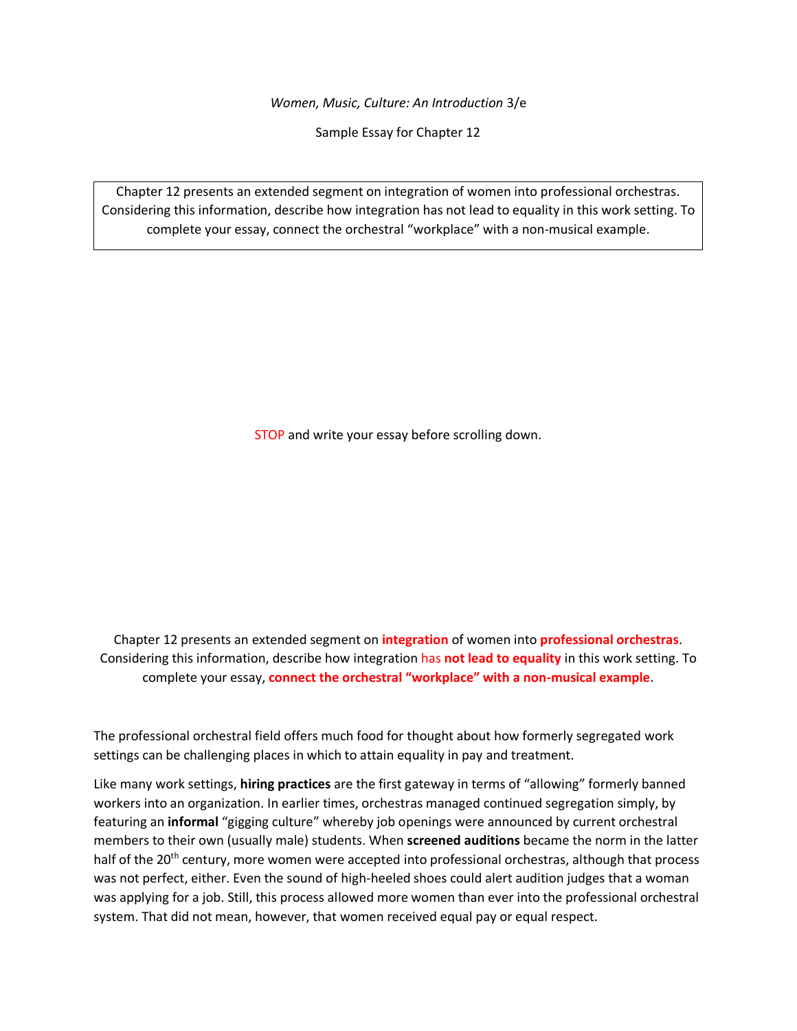*Women, Music, Culture: An Introduction* 3/e

Sample Essay for Chapter 12

| Chapter 12 presents an extended segment on integration of women into professional orchestras. Considering this information, describe how integration has not lead to equality in this work setting. To complete your essay, connect the orchestral "workplace" with a non-musical example. |
|---|

STOP and write your essay before scrolling down.

Chapter 12 presents an extended segment on **integration** of women into **professional orchestras**. Considering this information, describe how integration has **not lead to equality** in this work setting. To complete your essay, **connect the orchestral "workplace" with a non-musical example**.

The professional orchestral field offers much food for thought about how formerly segregated work settings can be challenging places in which to attain equality in pay and treatment.

Like many work settings, **hiring practices** are the first gateway in terms of "allowing" formerly banned workers into an organization. In earlier times, orchestras managed continued segregation simply, by featuring an **informal** "gigging culture" whereby job openings were announced by current orchestral members to their own (usually male) students. When **screened auditions** became the norm in the latter half of the 20th century, more women were accepted into professional orchestras, although that process was not perfect, either. Even the sound of high-heeled shoes could alert audition judges that a woman was applying for a job. Still, this process allowed more women than ever into the professional orchestral system. That did not mean, however, that women received equal pay or equal respect.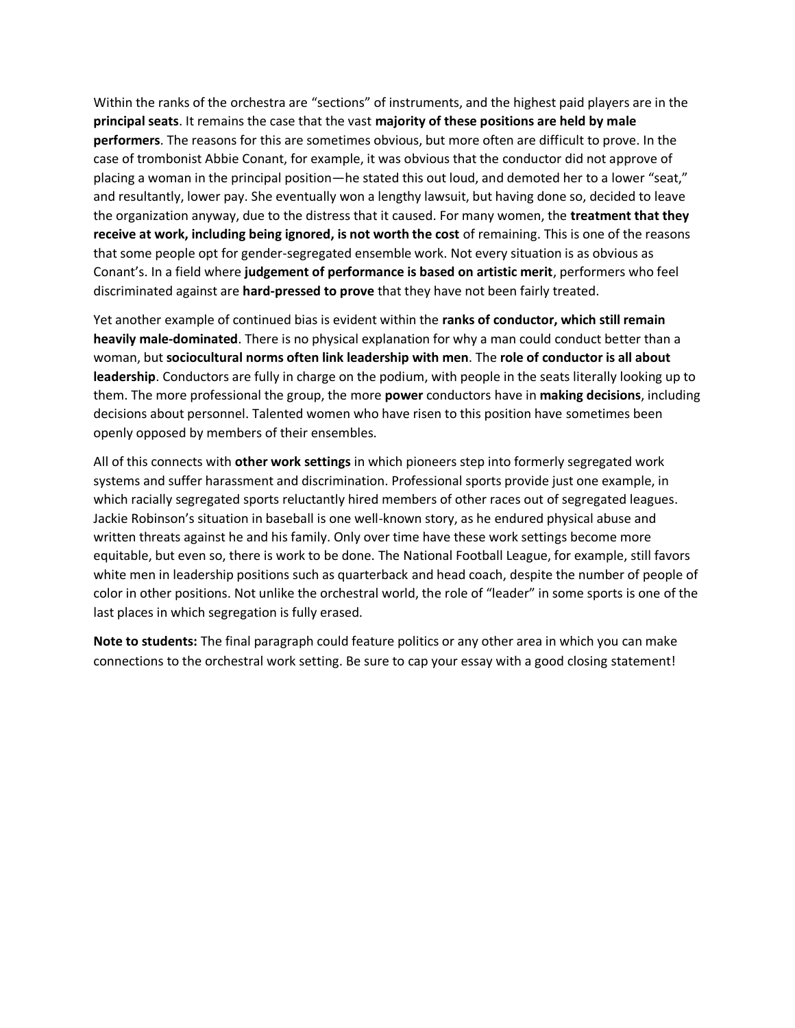Within the ranks of the orchestra are "sections" of instruments, and the highest paid players are in the **principal seats**. It remains the case that the vast **majority of these positions are held by male performers**. The reasons for this are sometimes obvious, but more often are difficult to prove. In the case of trombonist Abbie Conant, for example, it was obvious that the conductor did not approve of placing a woman in the principal position—he stated this out loud, and demoted her to a lower "seat," and resultantly, lower pay. She eventually won a lengthy lawsuit, but having done so, decided to leave the organization anyway, due to the distress that it caused. For many women, the **treatment that they receive at work, including being ignored, is not worth the cost** of remaining. This is one of the reasons that some people opt for gender-segregated ensemble work. Not every situation is as obvious as Conant's. In a field where **judgement of performance is based on artistic merit**, performers who feel discriminated against are **hard-pressed to prove** that they have not been fairly treated.

Yet another example of continued bias is evident within the **ranks of conductor, which still remain heavily male-dominated**. There is no physical explanation for why a man could conduct better than a woman, but **sociocultural norms often link leadership with men**. The **role of conductor is all about leadership**. Conductors are fully in charge on the podium, with people in the seats literally looking up to them. The more professional the group, the more **power** conductors have in **making decisions**, including decisions about personnel. Talented women who have risen to this position have sometimes been openly opposed by members of their ensembles.

All of this connects with **other work settings** in which pioneers step into formerly segregated work systems and suffer harassment and discrimination. Professional sports provide just one example, in which racially segregated sports reluctantly hired members of other races out of segregated leagues. Jackie Robinson's situation in baseball is one well-known story, as he endured physical abuse and written threats against he and his family. Only over time have these work settings become more equitable, but even so, there is work to be done. The National Football League, for example, still favors white men in leadership positions such as quarterback and head coach, despite the number of people of color in other positions. Not unlike the orchestral world, the role of "leader" in some sports is one of the last places in which segregation is fully erased.

**Note to students:** The final paragraph could feature politics or any other area in which you can make connections to the orchestral work setting. Be sure to cap your essay with a good closing statement!